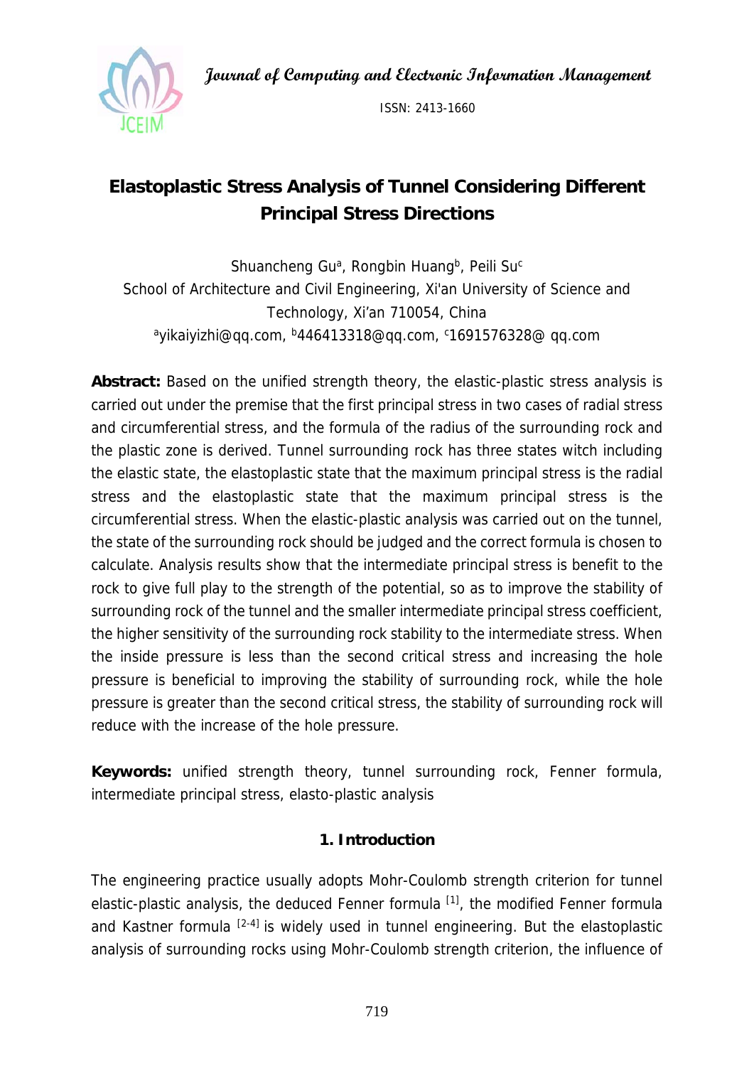# Elastoplastic Stress Analysis of Tunnel Considering Different Principal Stress Directions

Shuancheng Gu[a], Rongbin Huang[b], Peili Su[c]

School of Architecture and Civil Engineering, Xi'an University of Science and Technology, Xi'an 710054, China

[a]yikaiyizhi@qq.com, [b]446413318@qq.com, [c]1691576328@ qq.com

**Abstract:** Based on the unified strength theory, the elastic-plastic stress analysis is carried out under the premise that the first principal stress in two cases of radial stress and circumferential stress, and the formula of the radius of the surrounding rock and the plastic zone is derived. Tunnel surrounding rock has three states witch including the elastic state, the elastoplastic state that the maximum principal stress is the radial stress and the elastoplastic state that the maximum principal stress is the circumferential stress. When the elastic-plastic analysis was carried out on the tunnel, the state of the surrounding rock should be judged and the correct formula is chosen to calculate. Analysis results show that the intermediate principal stress is benefit to the rock to give full play to the strength of the potential, so as to improve the stability of surrounding rock of the tunnel and the smaller intermediate principal stress coefficient, the higher sensitivity of the surrounding rock stability to the intermediate stress. When the inside pressure is less than the second critical stress and increasing the hole pressure is beneficial to improving the stability of surrounding rock, while the hole pressure is greater than the second critical stress, the stability of surrounding rock will reduce with the increase of the hole pressure.

**Keywords:** unified strength theory, tunnel surrounding rock, Fenner formula, intermediate principal stress, elasto-plastic analysis

## 1. Introduction

The engineering practice usually adopts Mohr-Coulomb strength criterion for tunnel elastic-plastic analysis, the deduced Fenner formula [1], the modified Fenner formula and Kastner formula [2-4] is widely used in tunnel engineering. But the elastoplastic analysis of surrounding rocks using Mohr-Coulomb strength criterion, the influence of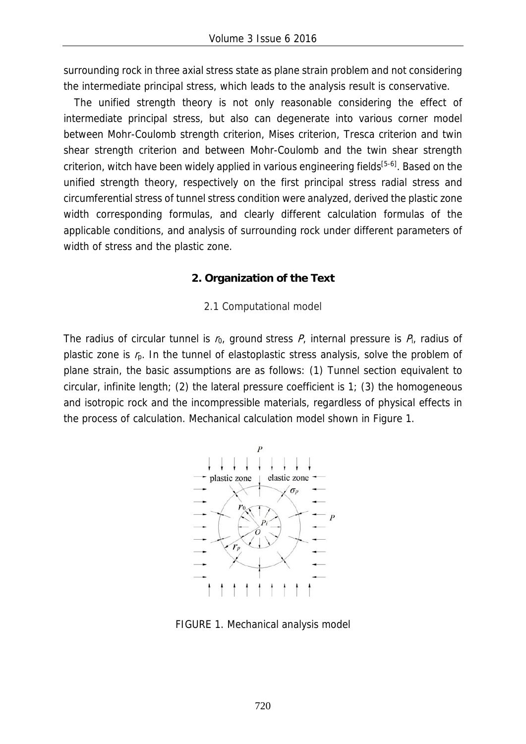surrounding rock in three axial stress state as plane strain problem and not considering the intermediate principal stress, which leads to the analysis result is conservative.

The unified strength theory is not only reasonable considering the effect of intermediate principal stress, but also can degenerate into various corner model between Mohr-Coulomb strength criterion, Mises criterion, Tresca criterion and twin shear strength criterion and between Mohr-Coulomb and the twin shear strength criterion, witch have been widely applied in various engineering fields[5-6]. Based on the unified strength theory, respectively on the first principal stress radial stress and circumferential stress of tunnel stress condition were analyzed, derived the plastic zone width corresponding formulas, and clearly different calculation formulas of the applicable conditions, and analysis of surrounding rock under different parameters of width of stress and the plastic zone.

## 2. Organization of the Text

### 2.1 Computational model

The radius of circular tunnel is $r_0$, ground stress $P$, internal pressure is $P_i$, radius of plastic zone is $r_p$. In the tunnel of elastoplastic stress analysis, solve the problem of plane strain, the basic assumptions are as follows: (1) Tunnel section equivalent to circular, infinite length; (2) the lateral pressure coefficient is 1; (3) the homogeneous and isotropic rock and the incompressible materials, regardless of physical effects in the process of calculation. Mechanical calculation model shown in Figure 1.

FIGURE 1. Mechanical analysis model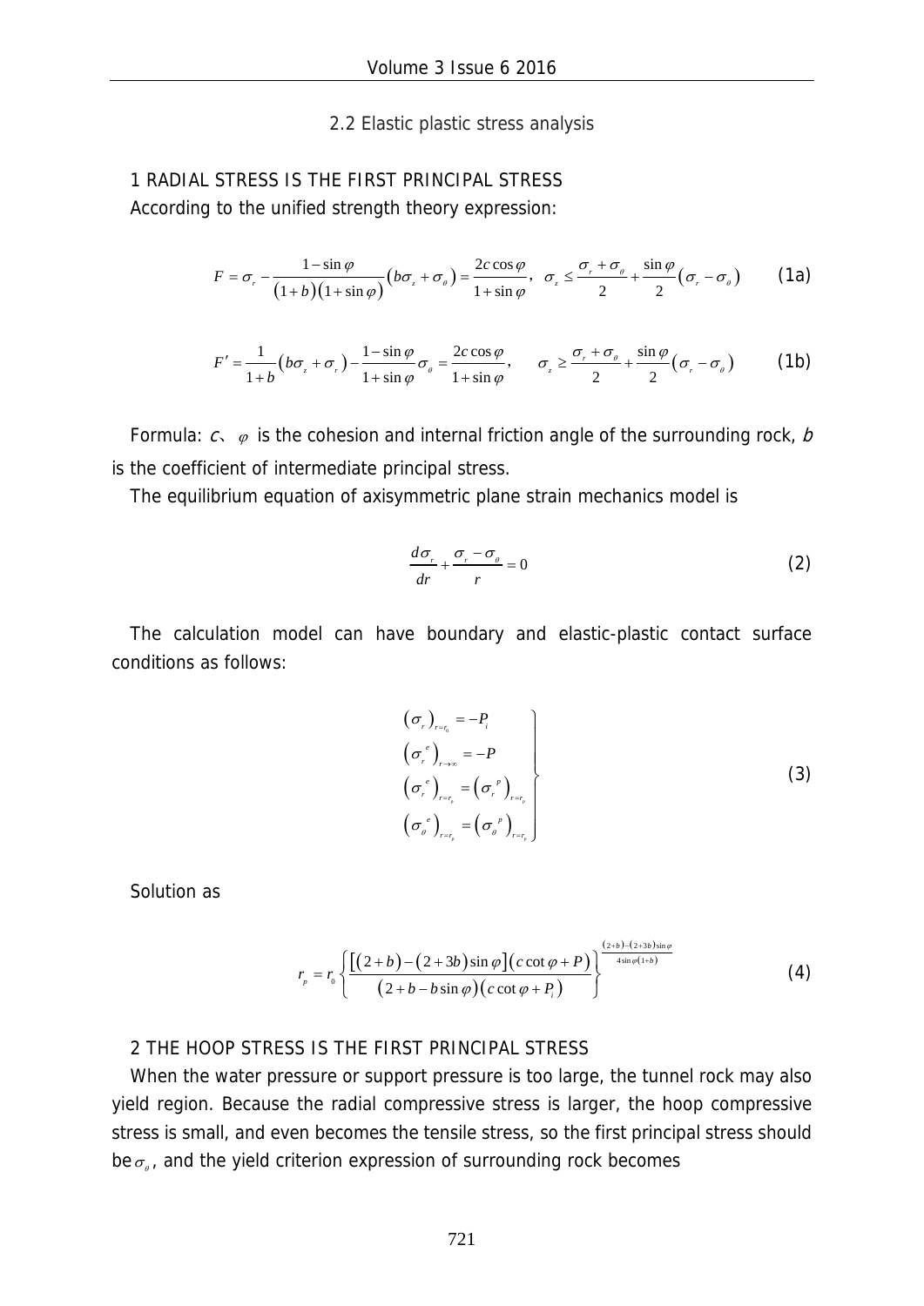## 2.2 Elastic plastic stress analysis

### 1 RADIAL STRESS IS THE FIRST PRINCIPAL STRESS

According to the unified strength theory expression:

$$F = \sigma_r - \frac{1-\sin\varphi}{(1+b)(1+\sin\varphi)}(b\sigma_z + \sigma_\theta) = \frac{2c\cos\varphi}{1+\sin\varphi}, \quad \sigma_z \le \frac{\sigma_r + \sigma_\theta}{2} + \frac{\sin\varphi}{2}(\sigma_r - \sigma_\theta) \tag{1a}$$

$$F' = \frac{1}{1+b}(b\sigma_z + \sigma_r) - \frac{1-\sin\varphi}{1+\sin\varphi}\sigma_\theta = \frac{2c\cos\varphi}{1+\sin\varphi}, \quad \sigma_z \ge \frac{\sigma_r + \sigma_\theta}{2} + \frac{\sin\varphi}{2}(\sigma_r - \sigma_\theta) \tag{1b}$$

Formula: $c$、$\varphi$ is the cohesion and internal friction angle of the surrounding rock, $b$ is the coefficient of intermediate principal stress.

The equilibrium equation of axisymmetric plane strain mechanics model is

$$\frac{d\sigma_r}{dr} + \frac{\sigma_r - \sigma_\theta}{r} = 0 \tag{2}$$

The calculation model can have boundary and elastic-plastic contact surface conditions as follows:

$$\left.\begin{aligned} &(\sigma_r)_{r=r_0} = -P_i \\ &(\sigma_r^{\,e})_{r\to\infty} = -P \\ &(\sigma_r^{\,e})_{r=r_p} = (\sigma_r^{\,p})_{r=r_p} \\ &(\sigma_\theta^{\,e})_{r=r_p} = (\sigma_\theta^{\,p})_{r=r_p} \end{aligned}\right\} \tag{3}$$

Solution as

$$r_p = r_0\left\{\frac{[(2+b)-(2+3b)\sin\varphi](c\cot\varphi + P)}{(2+b-b\sin\varphi)(c\cot\varphi + P_i)}\right\}^{\frac{(2+b)-(2+3b)\sin\varphi}{4\sin\varphi(1+b)}} \tag{4}$$

### 2 THE HOOP STRESS IS THE FIRST PRINCIPAL STRESS

When the water pressure or support pressure is too large, the tunnel rock may also yield region. Because the radial compressive stress is larger, the hoop compressive stress is small, and even becomes the tensile stress, so the first principal stress should be $\sigma_\theta$, and the yield criterion expression of surrounding rock becomes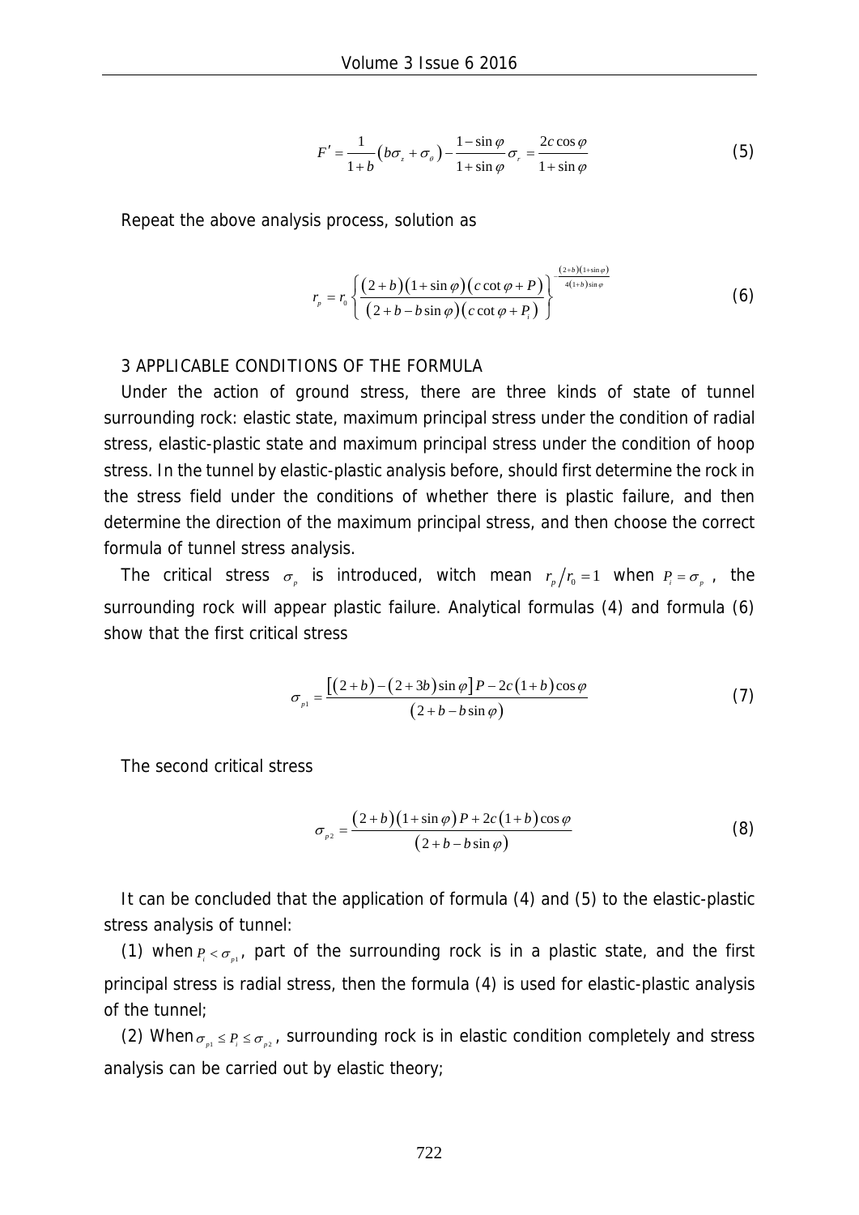$$F' = \frac{1}{1+b}\left(b\sigma_z + \sigma_\theta\right) - \frac{1-\sin\varphi}{1+\sin\varphi}\sigma_r = \frac{2c\cos\varphi}{1+\sin\varphi} \tag{5}$$

Repeat the above analysis process, solution as

$$r_p = r_0 \left\{ \frac{(2+b)(1+\sin\varphi)(c\cot\varphi + P)}{(2+b-b\sin\varphi)(c\cot\varphi + P_i)} \right\}^{\frac{(2+b)(1+\sin\varphi)}{4(1+b)\sin\varphi}} \tag{6}$$

## 3 APPLICABLE CONDITIONS OF THE FORMULA

Under the action of ground stress, there are three kinds of state of tunnel surrounding rock: elastic state, maximum principal stress under the condition of radial stress, elastic-plastic state and maximum principal stress under the condition of hoop stress. In the tunnel by elastic-plastic analysis before, should first determine the rock in the stress field under the conditions of whether there is plastic failure, and then determine the direction of the maximum principal stress, and then choose the correct formula of tunnel stress analysis.

The critical stress $\sigma_p$ is introduced, witch mean $r_p/r_0 = 1$ when $P_i = \sigma_p$, the surrounding rock will appear plastic failure. Analytical formulas (4) and formula (6) show that the first critical stress

$$\sigma_{p1} = \frac{\left[(2+b)-(2+3b)\sin\varphi\right]P - 2c(1+b)\cos\varphi}{(2+b-b\sin\varphi)} \tag{7}$$

The second critical stress

$$\sigma_{p2} = \frac{(2+b)(1+\sin\varphi)P + 2c(1+b)\cos\varphi}{(2+b-b\sin\varphi)} \tag{8}$$

It can be concluded that the application of formula (4) and (5) to the elastic-plastic stress analysis of tunnel:

(1) when $P_i < \sigma_{p1}$, part of the surrounding rock is in a plastic state, and the first principal stress is radial stress, then the formula (4) is used for elastic-plastic analysis of the tunnel;

(2) When $\sigma_{p1} \le P_i \le \sigma_{p2}$, surrounding rock is in elastic condition completely and stress analysis can be carried out by elastic theory;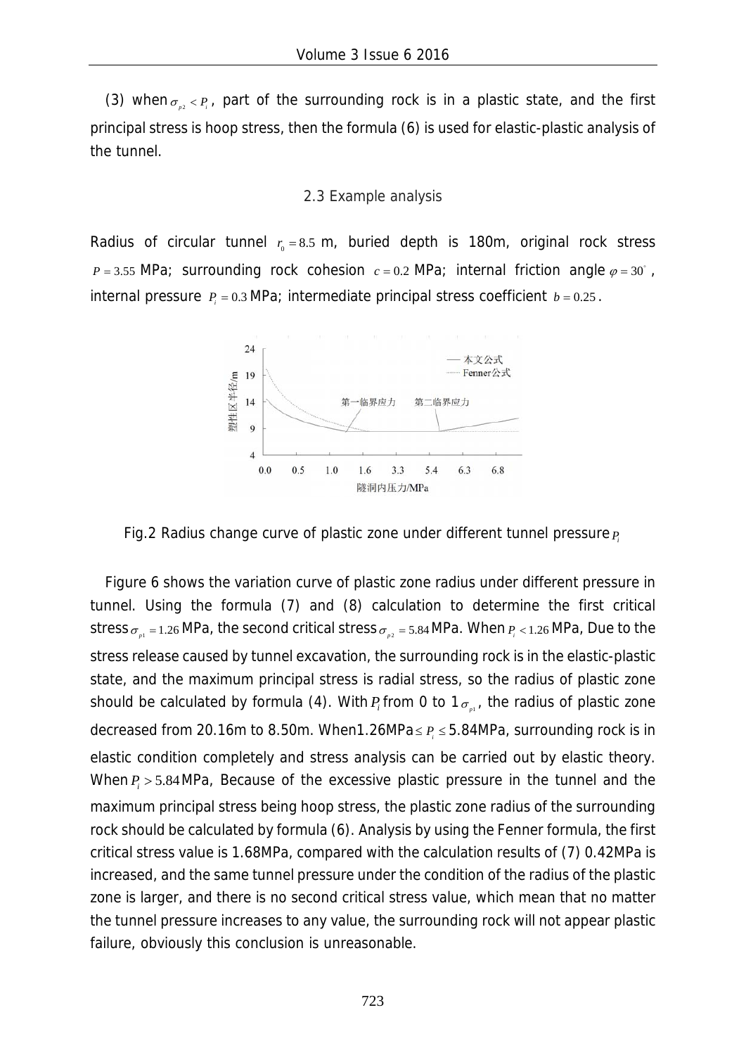(3) when $\sigma_{p2} < P_i$, part of the surrounding rock is in a plastic state, and the first principal stress is hoop stress, then the formula (6) is used for elastic-plastic analysis of the tunnel.

### 2.3 Example analysis

Radius of circular tunnel $r_0 = 8.5$ m, buried depth is 180m, original rock stress $P = 3.55$ MPa; surrounding rock cohesion $c = 0.2$ MPa; internal friction angle $\varphi = 30^{\circ}$, internal pressure $P_i = 0.3$ MPa; intermediate principal stress coefficient $b = 0.25$.

Fig.2 Radius change curve of plastic zone under different tunnel pressure $P_i$

Figure 6 shows the variation curve of plastic zone radius under different pressure in tunnel. Using the formula (7) and (8) calculation to determine the first critical stress $\sigma_{p1} = 1.26$ MPa, the second critical stress $\sigma_{p2} = 5.84$ MPa. When $P_i < 1.26$ MPa, Due to the stress release caused by tunnel excavation, the surrounding rock is in the elastic-plastic state, and the maximum principal stress is radial stress, so the radius of plastic zone should be calculated by formula (4). With $P_i$ from 0 to $1\sigma_{p1}$, the radius of plastic zone decreased from 20.16m to 8.50m. When1.26MPa$\leq P_i \leq$5.84MPa, surrounding rock is in elastic condition completely and stress analysis can be carried out by elastic theory. When $P_i > 5.84$ MPa, Because of the excessive plastic pressure in the tunnel and the maximum principal stress being hoop stress, the plastic zone radius of the surrounding rock should be calculated by formula (6). Analysis by using the Fenner formula, the first critical stress value is 1.68MPa, compared with the calculation results of (7) 0.42MPa is increased, and the same tunnel pressure under the condition of the radius of the plastic zone is larger, and there is no second critical stress value, which mean that no matter the tunnel pressure increases to any value, the surrounding rock will not appear plastic failure, obviously this conclusion is unreasonable.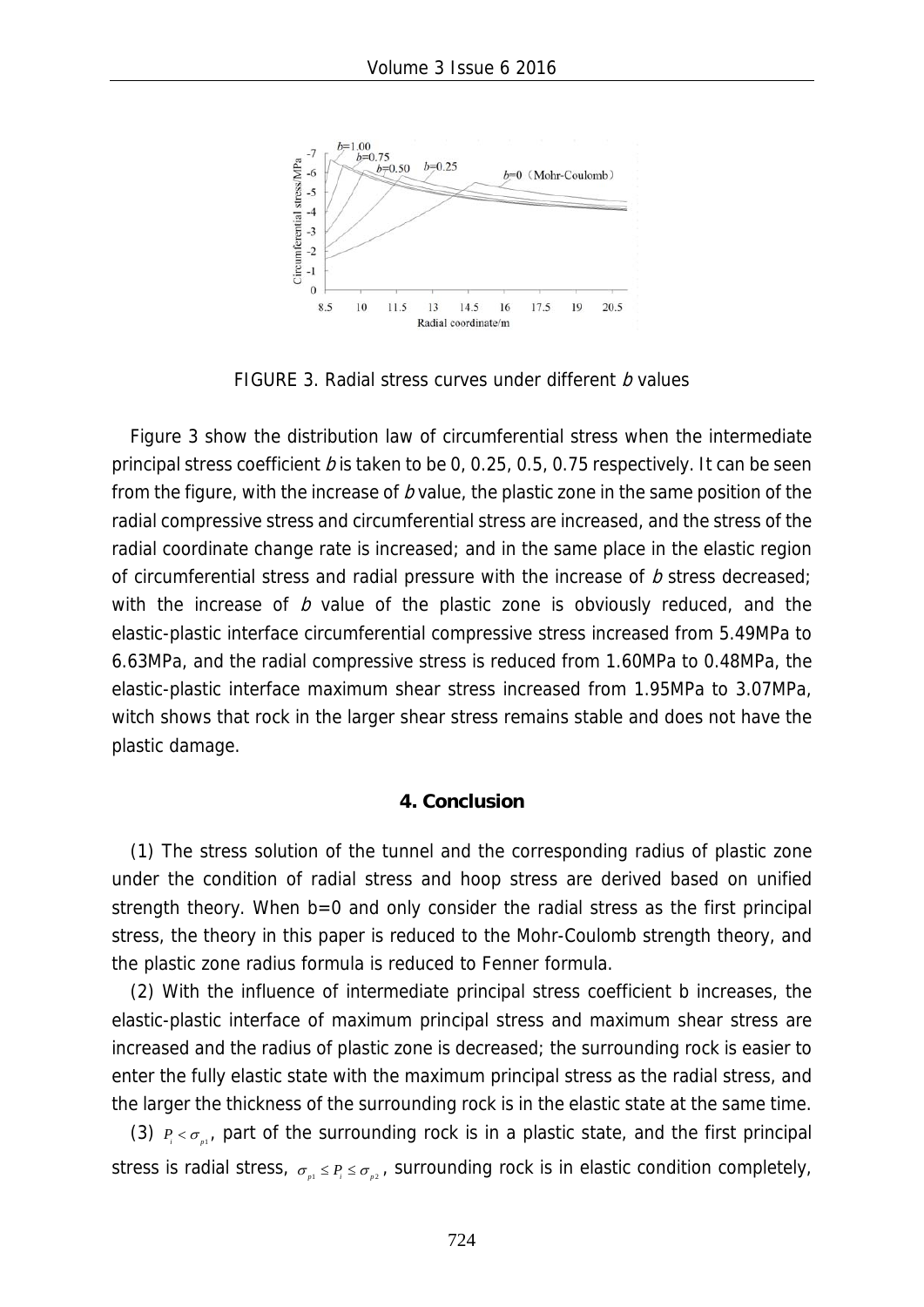FIGURE 3. Radial stress curves under different *b* values

Figure 3 show the distribution law of circumferential stress when the intermediate principal stress coefficient *b* is taken to be 0, 0.25, 0.5, 0.75 respectively. It can be seen from the figure, with the increase of *b* value, the plastic zone in the same position of the radial compressive stress and circumferential stress are increased, and the stress of the radial coordinate change rate is increased; and in the same place in the elastic region of circumferential stress and radial pressure with the increase of *b* stress decreased; with the increase of *b* value of the plastic zone is obviously reduced, and the elastic-plastic interface circumferential compressive stress increased from 5.49MPa to 6.63MPa, and the radial compressive stress is reduced from 1.60MPa to 0.48MPa, the elastic-plastic interface maximum shear stress increased from 1.95MPa to 3.07MPa, witch shows that rock in the larger shear stress remains stable and does not have the plastic damage.

## 4. Conclusion

(1) The stress solution of the tunnel and the corresponding radius of plastic zone under the condition of radial stress and hoop stress are derived based on unified strength theory. When b=0 and only consider the radial stress as the first principal stress, the theory in this paper is reduced to the Mohr-Coulomb strength theory, and the plastic zone radius formula is reduced to Fenner formula.

(2) With the influence of intermediate principal stress coefficient b increases, the elastic-plastic interface of maximum principal stress and maximum shear stress are increased and the radius of plastic zone is decreased; the surrounding rock is easier to enter the fully elastic state with the maximum principal stress as the radial stress, and the larger the thickness of the surrounding rock is in the elastic state at the same time.

(3) $P_i < \sigma_{p1}$, part of the surrounding rock is in a plastic state, and the first principal stress is radial stress, $\sigma_{p1} \le P_i \le \sigma_{p2}$, surrounding rock is in elastic condition completely,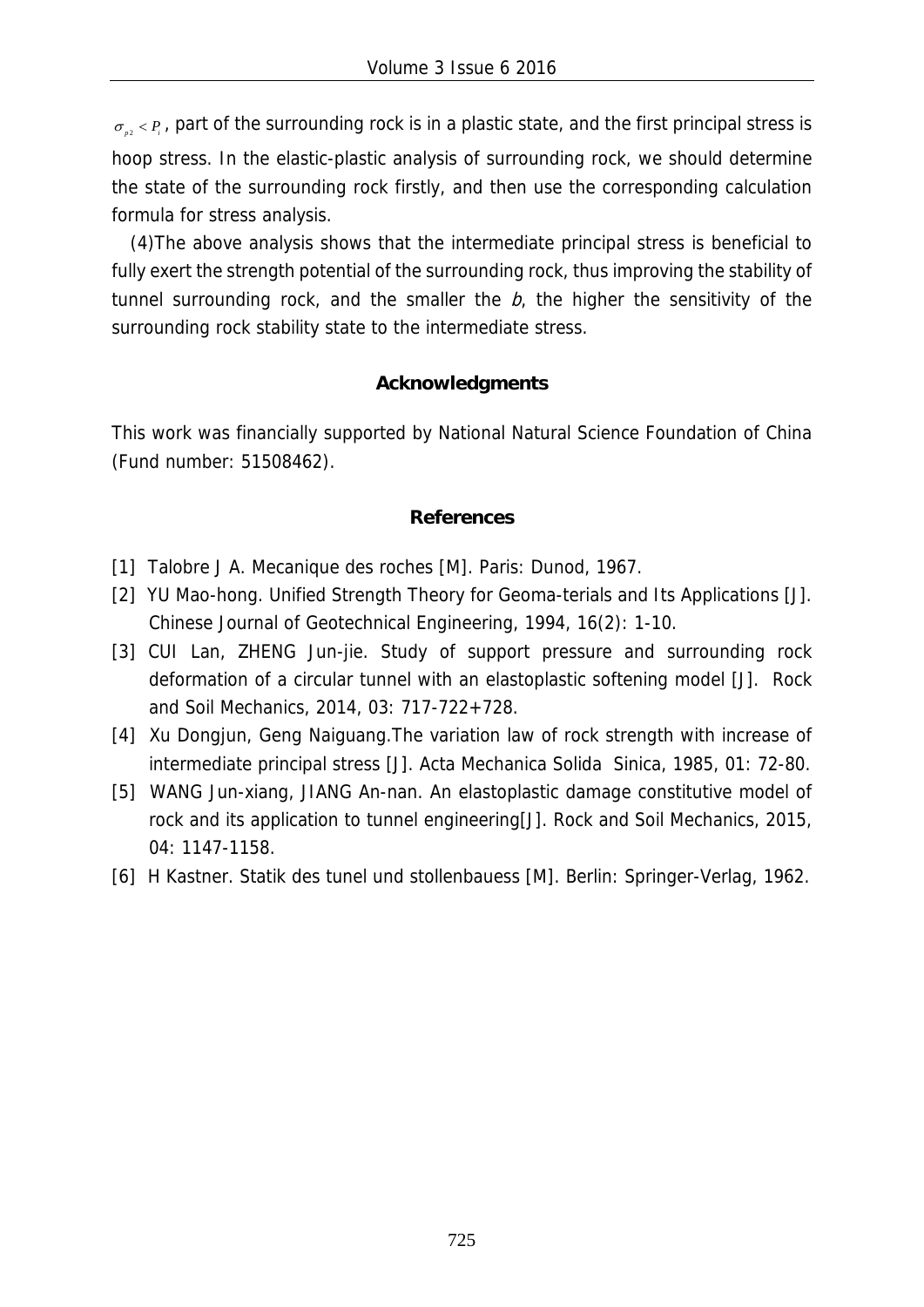$\sigma_{p2} < P_i$, part of the surrounding rock is in a plastic state, and the first principal stress is hoop stress. In the elastic-plastic analysis of surrounding rock, we should determine the state of the surrounding rock firstly, and then use the corresponding calculation formula for stress analysis.

(4)The above analysis shows that the intermediate principal stress is beneficial to fully exert the strength potential of the surrounding rock, thus improving the stability of tunnel surrounding rock, and the smaller the $b$, the higher the sensitivity of the surrounding rock stability state to the intermediate stress.

## Acknowledgments

This work was financially supported by National Natural Science Foundation of China (Fund number: 51508462).

## References

[1] Talobre J A. Mecanique des roches [M]. Paris: Dunod, 1967.

[2] YU Mao-hong. Unified Strength Theory for Geoma-terials and Its Applications [J]. Chinese Journal of Geotechnical Engineering, 1994, 16(2): 1-10.

[3] CUI Lan, ZHENG Jun-jie. Study of support pressure and surrounding rock deformation of a circular tunnel with an elastoplastic softening model [J]. Rock and Soil Mechanics, 2014, 03: 717-722+728.

[4] Xu Dongjun, Geng Naiguang.The variation law of rock strength with increase of intermediate principal stress [J]. Acta Mechanica Solida Sinica, 1985, 01: 72-80.

[5] WANG Jun-xiang, JIANG An-nan. An elastoplastic damage constitutive model of rock and its application to tunnel engineering[J]. Rock and Soil Mechanics, 2015, 04: 1147-1158.

[6] H Kastner. Statik des tunel und stollenbauess [M]. Berlin: Springer-Verlag, 1962.